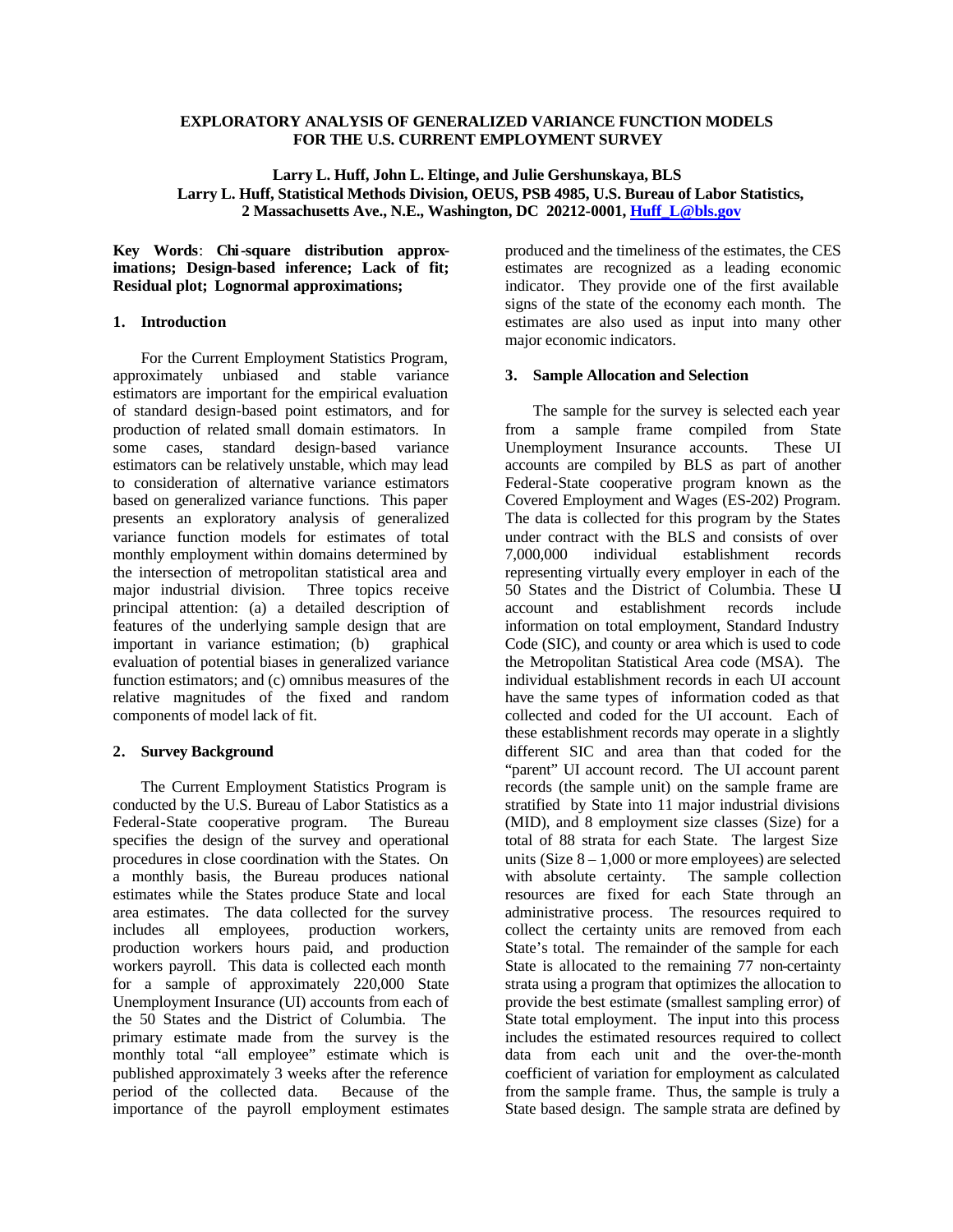# EXPLORATORY ANALYSIS OF GENERALIZED VARIANCE FUNCTION MODELS FOR THE U.S. CURRENT EMPLOYMENT SURVEY

**Larry L. Huff, John L. Eltinge, and Julie Gershunskaya, BLS**
**Larry L. Huff, Statistical Methods Division, OEUS, PSB 4985, U.S. Bureau of Labor Statistics, 2 Massachusetts Ave., N.E., Washington, DC 20212-0001, Huff_L@bls.gov**

**Key Words**: **Chi-square distribution approximations; Design-based inference; Lack of fit; Residual plot; Lognormal approximations;**

## 1. Introduction

For the Current Employment Statistics Program, approximately unbiased and stable variance estimators are important for the empirical evaluation of standard design-based point estimators, and for production of related small domain estimators. In some cases, standard design-based variance estimators can be relatively unstable, which may lead to consideration of alternative variance estimators based on generalized variance functions. This paper presents an exploratory analysis of generalized variance function models for estimates of total monthly employment within domains determined by the intersection of metropolitan statistical area and major industrial division. Three topics receive principal attention: (a) a detailed description of features of the underlying sample design that are important in variance estimation; (b) graphical evaluation of potential biases in generalized variance function estimators; and (c) omnibus measures of the relative magnitudes of the fixed and random components of model lack of fit.

## 2. Survey Background

The Current Employment Statistics Program is conducted by the U.S. Bureau of Labor Statistics as a Federal-State cooperative program. The Bureau specifies the design of the survey and operational procedures in close coordination with the States. On a monthly basis, the Bureau produces national estimates while the States produce State and local area estimates. The data collected for the survey includes all employees, production workers, production workers hours paid, and production workers payroll. This data is collected each month for a sample of approximately 220,000 State Unemployment Insurance (UI) accounts from each of the 50 States and the District of Columbia. The primary estimate made from the survey is the monthly total "all employee" estimate which is published approximately 3 weeks after the reference period of the collected data. Because of the importance of the payroll employment estimates produced and the timeliness of the estimates, the CES estimates are recognized as a leading economic indicator. They provide one of the first available signs of the state of the economy each month. The estimates are also used as input into many other major economic indicators.

## 3. Sample Allocation and Selection

The sample for the survey is selected each year from a sample frame compiled from State Unemployment Insurance accounts. These UI accounts are compiled by BLS as part of another Federal-State cooperative program known as the Covered Employment and Wages (ES-202) Program. The data is collected for this program by the States under contract with the BLS and consists of over 7,000,000 individual establishment records representing virtually every employer in each of the 50 States and the District of Columbia. These UI account and establishment records include information on total employment, Standard Industry Code (SIC), and county or area which is used to code the Metropolitan Statistical Area code (MSA). The individual establishment records in each UI account have the same types of information coded as that collected and coded for the UI account. Each of these establishment records may operate in a slightly different SIC and area than that coded for the "parent" UI account record. The UI account parent records (the sample unit) on the sample frame are stratified by State into 11 major industrial divisions (MID), and 8 employment size classes (Size) for a total of 88 strata for each State. The largest Size units (Size 8 – 1,000 or more employees) are selected with absolute certainty. The sample collection resources are fixed for each State through an administrative process. The resources required to collect the certainty units are removed from each State's total. The remainder of the sample for each State is allocated to the remaining 77 non-certainty strata using a program that optimizes the allocation to provide the best estimate (smallest sampling error) of State total employment. The input into this process includes the estimated resources required to collect data from each unit and the over-the-month coefficient of variation for employment as calculated from the sample frame. Thus, the sample is truly a State based design. The sample strata are defined by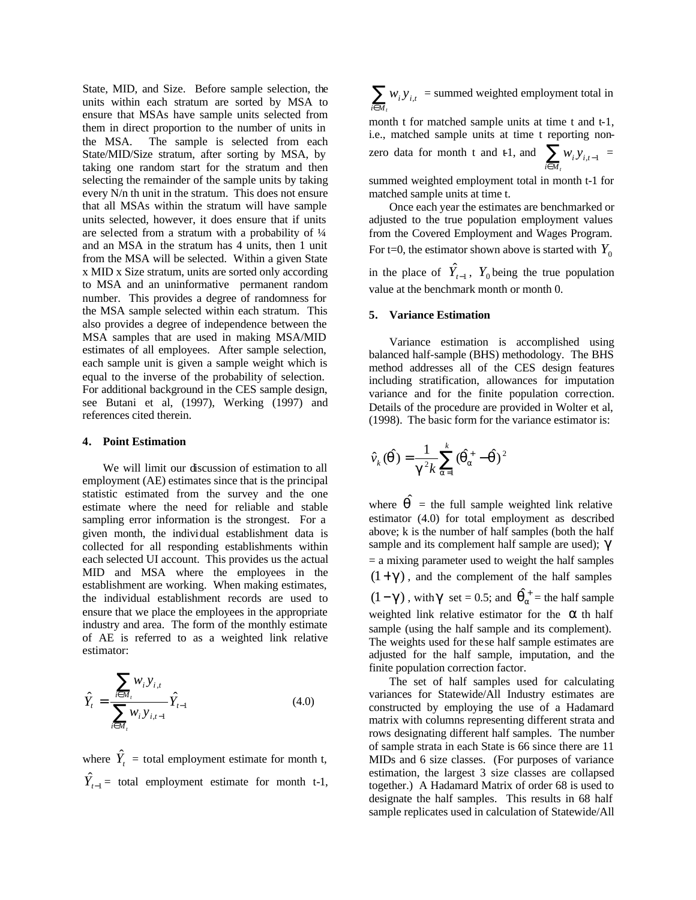State, MID, and Size. Before sample selection, the units within each stratum are sorted by MSA to ensure that MSAs have sample units selected from them in direct proportion to the number of units in the MSA. The sample is selected from each State/MID/Size stratum, after sorting by MSA, by taking one random start for the stratum and then selecting the remainder of the sample units by taking every N/n th unit in the stratum. This does not ensure that all MSAs within the stratum will have sample units selected, however, it does ensure that if units are selected from a stratum with a probability of ¼ and an MSA in the stratum has 4 units, then 1 unit from the MSA will be selected. Within a given State x MID x Size stratum, units are sorted only according to MSA and an uninformative permanent random number. This provides a degree of randomness for the MSA sample selected within each stratum. This also provides a degree of independence between the MSA samples that are used in making MSA/MID estimates of all employees. After sample selection, each sample unit is given a sample weight which is equal to the inverse of the probability of selection. For additional background in the CES sample design, see Butani et al, (1997), Werking (1997) and references cited therein.

## 4. Point Estimation

We will limit our discussion of estimation to all employment (AE) estimates since that is the principal statistic estimated from the survey and the one estimate where the need for reliable and stable sampling error information is the strongest. For a given month, the individual establishment data is collected for all responding establishments within each selected UI account. This provides us the actual MID and MSA where the employees in the establishment are working. When making estimates, the individual establishment records are used to ensure that we place the employees in the appropriate industry and area. The form of the monthly estimate of AE is referred to as a weighted link relative estimator:

$$\hat{Y}_t = \frac{\sum_{i \in M_t} w_i y_{i,t}}{\sum_{i \in M_t} w_i y_{i,t-1}} \hat{Y}_{t-1} \qquad (4.0)$$

where $\hat{Y}_t$ = total employment estimate for month t, $\hat{Y}_{t-1}$ = total employment estimate for month t-1, $\sum_{i \in M_t} w_i y_{i,t}$ = summed weighted employment total in month t for matched sample units at time t and t-1, i.e., matched sample units at time t reporting non-zero data for month t and t-1, and $\sum_{i \in M_t} w_i y_{i,t-1}$ = summed weighted employment total in month t-1 for matched sample units at time t.

Once each year the estimates are benchmarked or adjusted to the true population employment values from the Covered Employment and Wages Program. For t=0, the estimator shown above is started with $Y_0$ in the place of $\hat{Y}_{t-1}$, $Y_0$ being the true population value at the benchmark month or month 0.

## 5. Variance Estimation

Variance estimation is accomplished using balanced half-sample (BHS) methodology. The BHS method addresses all of the CES design features including stratification, allowances for imputation variance and for the finite population correction. Details of the procedure are provided in Wolter et al, (1998). The basic form for the variance estimator is:

$$\hat{v}_k(\hat{\theta}) = \frac{1}{\gamma^2 k} \sum_{\alpha=1}^{k} (\hat{\theta}_\alpha^+ - \hat{\theta})^2$$

where $\hat{\theta}$ = the full sample weighted link relative estimator (4.0) for total employment as described above; k is the number of half samples (both the half sample and its complement half sample are used); $\gamma$ = a mixing parameter used to weight the half samples $(1+\gamma)$, and the complement of the half samples $(1-\gamma)$, with $\gamma$ set = 0.5; and $\hat{\theta}_\alpha^+$ = the half sample weighted link relative estimator for the $\alpha$ th half sample (using the half sample and its complement). The weights used for these half sample estimates are adjusted for the half sample, imputation, and the finite population correction factor.

The set of half samples used for calculating variances for Statewide/All Industry estimates are constructed by employing the use of a Hadamard matrix with columns representing different strata and rows designating different half samples. The number of sample strata in each State is 66 since there are 11 MIDs and 6 size classes. (For purposes of variance estimation, the largest 3 size classes are collapsed together.) A Hadamard Matrix of order 68 is used to designate the half samples. This results in 68 half sample replicates used in calculation of Statewide/All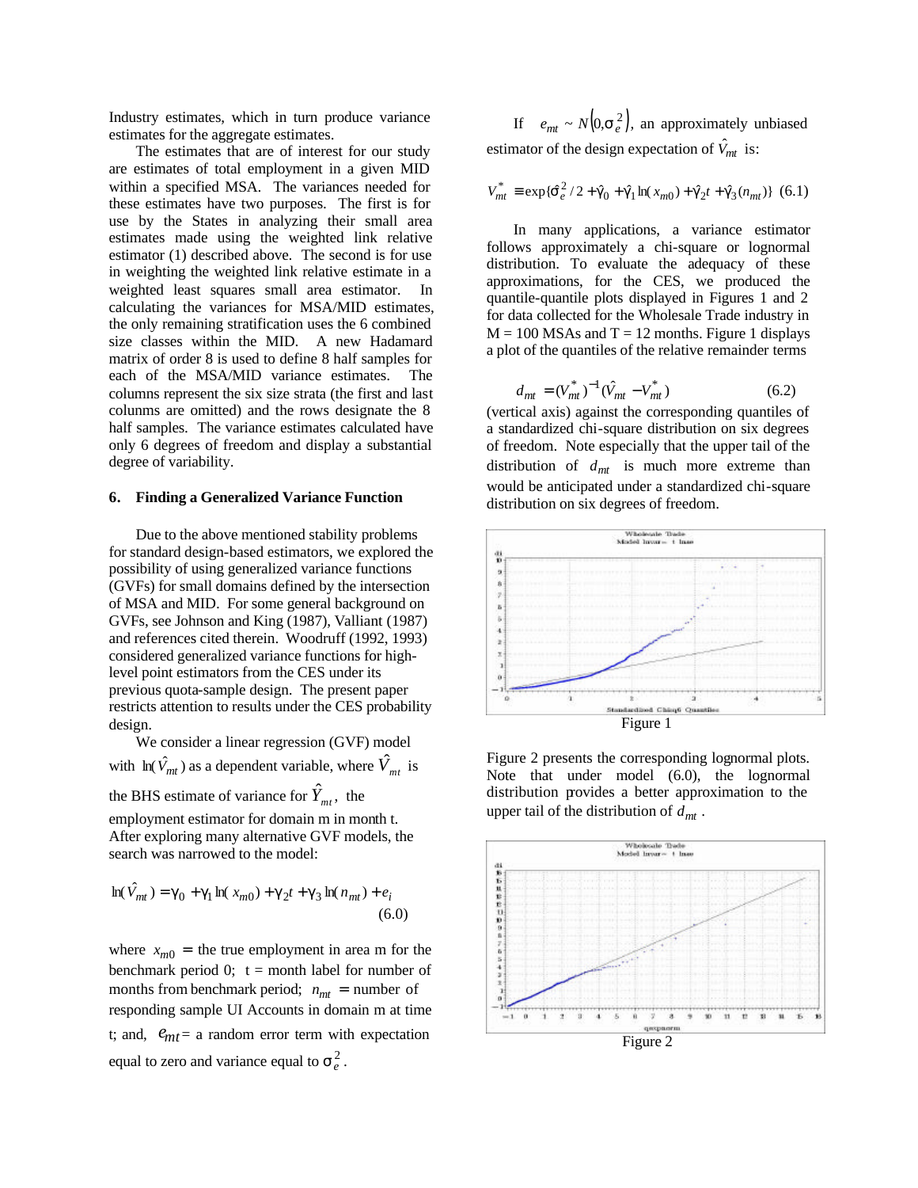Industry estimates, which in turn produce variance estimates for the aggregate estimates.

The estimates that are of interest for our study are estimates of total employment in a given MID within a specified MSA. The variances needed for these estimates have two purposes. The first is for use by the States in analyzing their small area estimates made using the weighted link relative estimator (1) described above. The second is for use in weighting the weighted link relative estimate in a weighted least squares small area estimator. In calculating the variances for MSA/MID estimates, the only remaining stratification uses the 6 combined size classes within the MID. A new Hadamard matrix of order 8 is used to define 8 half samples for each of the MSA/MID variance estimates. The columns represent the six size strata (the first and last columns are omitted) and the rows designate the 8 half samples. The variance estimates calculated have only 6 degrees of freedom and display a substantial degree of variability.

## 6. Finding a Generalized Variance Function

Due to the above mentioned stability problems for standard design-based estimators, we explored the possibility of using generalized variance functions (GVFs) for small domains defined by the intersection of MSA and MID. For some general background on GVFs, see Johnson and King (1987), Valliant (1987) and references cited therein. Woodruff (1992, 1993) considered generalized variance functions for high-level point estimators from the CES under its previous quota-sample design. The present paper restricts attention to results under the CES probability design.

We consider a linear regression (GVF) model with $\ln(\hat{V}_{mt})$ as a dependent variable, where $\hat{V}_{mt}$ is the BHS estimate of variance for $\hat{Y}_{mt}$, the employment estimator for domain m in month t. After exploring many alternative GVF models, the search was narrowed to the model:

$$\ln(\hat{V}_{mt}) = \gamma_0 + \gamma_1 \ln(x_{m0}) + \gamma_2 t + \gamma_3 \ln(n_{mt}) + e_i \qquad (6.0)$$

where $x_{m0}$ = the true employment in area m for the benchmark period 0; t = month label for number of months from benchmark period; $n_{mt}$ = number of responding sample UI Accounts in domain m at time t; and, $e_{mt}$ = a random error term with expectation equal to zero and variance equal to $\sigma_e^2$.

If $e_{mt} \sim N(0, \sigma_e^2)$, an approximately unbiased estimator of the design expectation of $\hat{V}_{mt}$ is:

$$V_{mt}^* \equiv \exp\{\hat{\sigma}_e^2/2 + \hat{\gamma}_0 + \hat{\gamma}_1 \ln(x_{m0}) + \hat{\gamma}_2 t + \hat{\gamma}_3(n_{mt})\} \qquad (6.1)$$

In many applications, a variance estimator follows approximately a chi-square or lognormal distribution. To evaluate the adequacy of these approximations, for the CES, we produced the quantile-quantile plots displayed in Figures 1 and 2 for data collected for the Wholesale Trade industry in M = 100 MSAs and T = 12 months. Figure 1 displays a plot of the quantiles of the relative remainder terms

$$d_{mt} = (V_{mt}^*)^{-1}(\hat{V}_{mt} - V_{mt}^*) \qquad (6.2)$$

(vertical axis) against the corresponding quantiles of a standardized chi-square distribution on six degrees of freedom. Note especially that the upper tail of the distribution of $d_{mt}$ is much more extreme than would be anticipated under a standardized chi-square distribution on six degrees of freedom.

Figure 1

Figure 2 presents the corresponding lognormal plots. Note that under model (6.0), the lognormal distribution provides a better approximation to the upper tail of the distribution of $d_{mt}$.

Figure 2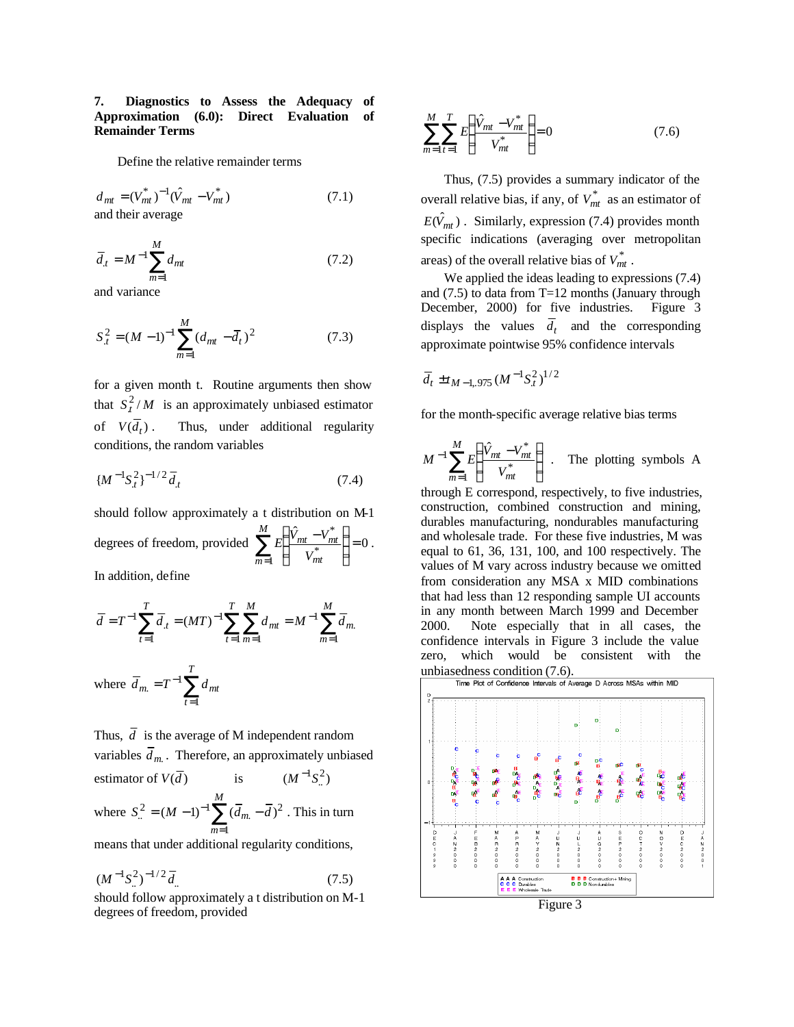## 7. Diagnostics to Assess the Adequacy of Approximation (6.0): Direct Evaluation of Remainder Terms

Define the relative remainder terms

$$d_{mt} = (V^*_{mt})^{-1}(\hat{V}_{mt} - V^*_{mt}) \tag{7.1}$$

and their average

$$\bar{d}_{.t} = M^{-1}\sum_{m=1}^{M} d_{mt} \tag{7.2}$$

and variance

$$S^2_{.t} = (M-1)^{-1}\sum_{m=1}^{M}(d_{mt} - \bar{d}_t)^2 \tag{7.3}$$

for a given month t. Routine arguments then show that $S^2_{.t}/M$ is an approximately unbiased estimator of $V(\bar{d}_t)$. Thus, under additional regularity conditions, the random variables

$$\{M^{-1}S^2_{.t}\}^{-1/2}\bar{d}_{.t} \tag{7.4}$$

should follow approximately a t distribution on M-1 degrees of freedom, provided $\sum_{m=1}^{M} E\left(\frac{\hat{V}_{mt} - V^*_{mt}}{V^*_{mt}}\right) = 0$.

In addition, define

$$\bar{d} = T^{-1}\sum_{t=1}^{T}\bar{d}_{.t} = (MT)^{-1}\sum_{t=1}^{T}\sum_{m=1}^{M} d_{mt} = M^{-1}\sum_{m=1}^{M}\bar{d}_{m.}$$

where $\bar{d}_{m.} = T^{-1}\sum_{t=1}^{T} d_{mt}$

Thus, $\bar{d}$ is the average of M independent random variables $\bar{d}_{m.}$. Therefore, an approximately unbiased estimator of $V(\bar{d})$ is $(M^{-1}S^2_{..})$ where $S^2_{..} = (M-1)^{-1}\sum_{m=1}^{M}(\bar{d}_{m.} - \bar{d})^2$. This in turn means that under additional regularity conditions,

$$(M^{-1}S^2_{..})^{-1/2}\bar{d}_{..} \tag{7.5}$$

should follow approximately a t distribution on M-1 degrees of freedom, provided

$$\sum_{m=1}^{M}\sum_{t=1}^{T} E\left(\frac{\hat{V}_{mt} - V^*_{mt}}{V^*_{mt}}\right) = 0 \tag{7.6}$$

Thus, (7.5) provides a summary indicator of the overall relative bias, if any, of $V^*_{mt}$ as an estimator of $E(\hat{V}_{mt})$. Similarly, expression (7.4) provides month specific indications (averaging over metropolitan areas) of the overall relative bias of $V^*_{mt}$.

We applied the ideas leading to expressions (7.4) and (7.5) to data from T=12 months (January through December, 2000) for five industries. Figure 3 displays the values $\bar{d}_t$ and the corresponding approximate pointwise 95% confidence intervals

$$\bar{d}_t \pm t_{M-1,.975}(M^{-1}S^2_{.t})^{1/2}$$

for the month-specific average relative bias terms

$M^{-1}\sum_{m=1}^{M} E\left(\frac{\hat{V}_{mt} - V^*_{mt}}{V^*_{mt}}\right)$. The plotting symbols A through E correspond, respectively, to five industries, construction, combined construction and mining, durables manufacturing, nondurables manufacturing and wholesale trade. For these five industries, M was equal to 61, 36, 131, 100, and 100 respectively. The values of M vary across industry because we omitted from consideration any MSA x MID combinations that had less than 12 responding sample UI accounts in any month between March 1999 and December 2000. Note especially that in all cases, the confidence intervals in Figure 3 include the value zero, which would be consistent with the unbiasedness condition (7.6).

Time Plot of Confidence Intervals of Average D Across MSAs within MID

Figure 3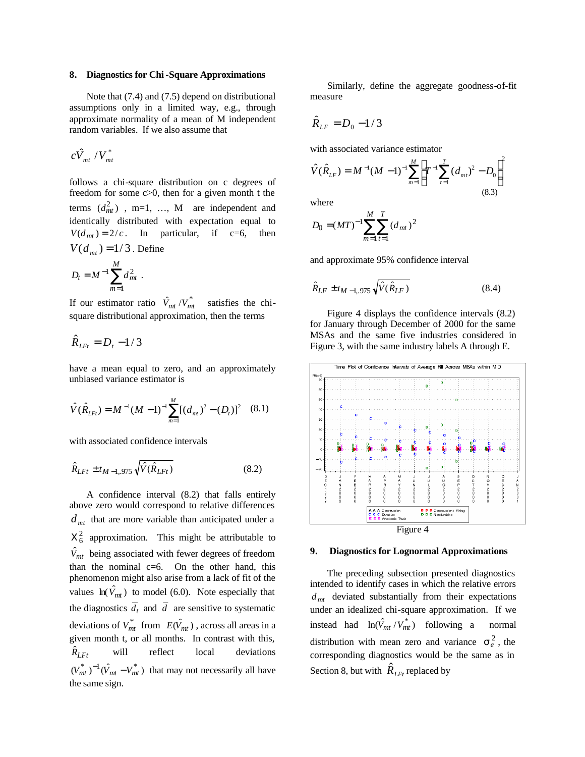## 8. Diagnostics for Chi-Square Approximations

Note that (7.4) and (7.5) depend on distributional assumptions only in a limited way, e.g., through approximate normality of a mean of M independent random variables. If we also assume that

$$c\hat{V}_{mt} / V_{mt}^{*}$$

follows a chi-square distribution on c degrees of freedom for some c>0, then for a given month t the terms $(d_{mt}^2)$ , m=1, …, M are independent and identically distributed with expectation equal to $V(d_{mt}) = 2/c$. In particular, if c=6, then $V(d_{mt}) = 1/3$. Define

$$D_t = M^{-1} \sum_{m=1}^{M} d_{mt}^2 \ .$$

If our estimator ratio $\hat{V}_{mt} / V_{mt}^{*}$ satisfies the chi-square distributional approximation, then the terms

$$\hat{R}_{LFt} = D_t - 1/3$$

have a mean equal to zero, and an approximately unbiased variance estimator is

$$\hat{V}(\hat{R}_{LFt}) = M^{-1}(M-1)^{-1} \sum_{m=1}^{M} [(d_{mt})^2 - (D_t)]^2 \quad (8.1)$$

with associated confidence intervals

$$\hat{R}_{LFt} \pm t_{M-1,.975} \sqrt{\hat{V}(\hat{R}_{LFt})} \qquad (8.2)$$

A confidence interval (8.2) that falls entirely above zero would correspond to relative differences $d_{mt}$ that are more variable than anticipated under a $\chi_6^2$ approximation. This might be attributable to $\hat{V}_{mt}$ being associated with fewer degrees of freedom than the nominal c=6. On the other hand, this phenomenon might also arise from a lack of fit of the values $\ln(\hat{V}_{mt})$ to model (6.0). Note especially that the diagnostics $\bar{d}_t$ and $\bar{d}$ are sensitive to systematic deviations of $V_{mt}^{*}$ from $E(\hat{V}_{mt})$, across all areas in a given month t, or all months. In contrast with this, $\hat{R}_{LFt}$ will reflect local deviations $(V_{mt}^{*})^{-1}(\hat{V}_{mt} - V_{mt}^{*})$ that may not necessarily all have the same sign.

Similarly, define the aggregate goodness-of-fit measure

$$\hat{R}_{LF} = D_0 - 1/3$$

with associated variance estimator

$$\hat{V}(\hat{R}_{LF}) = M^{-1}(M-1)^{-1} \sum_{m=1}^{M} \left[ T^{-1} \sum_{t=1}^{T} (d_{mt})^2 - D_0 \right]^2 \quad (8.3)$$

where

$$D_0 = (MT)^{-1} \sum_{m=1}^{M} \sum_{t=1}^{T} (d_{mt})^2$$

and approximate 95% confidence interval

$$\hat{R}_{LF} \pm t_{M-1,.975} \sqrt{\hat{V}(\hat{R}_{LF})} \qquad (8.4)$$

Figure 4 displays the confidence intervals (8.2) for January through December of 2000 for the same MSAs and the same five industries considered in Figure 3, with the same industry labels A through E.

Figure 4

## 9. Diagnostics for Lognormal Approximations

The preceding subsection presented diagnostics intended to identify cases in which the relative errors $d_{mt}$ deviated substantially from their expectations under an idealized chi-square approximation. If we instead had $\ln(\hat{V}_{mt} / V_{mt}^{*})$ following a normal distribution with mean zero and variance $\sigma_e^2$, the corresponding diagnostics would be the same as in Section 8, but with $\hat{R}_{LFt}$ replaced by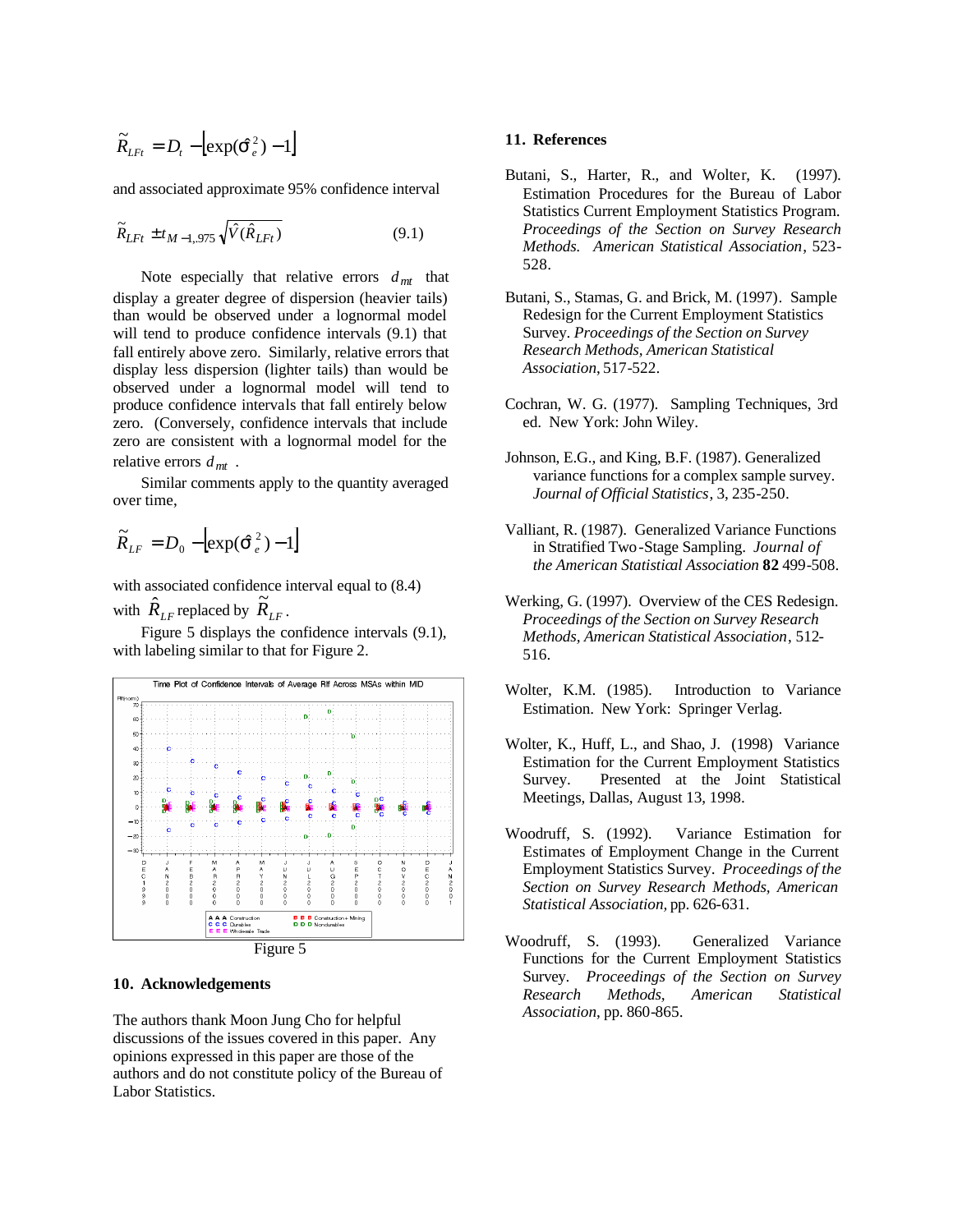$$\tilde{R}_{LFt} = D_t - \left[\exp(\hat{\sigma}_e^2) - 1\right]$$

and associated approximate 95% confidence interval

$$\tilde{R}_{LFt} \pm t_{M-1,.975} \sqrt{\hat{V}(\hat{R}_{LFt})} \qquad (9.1)$$

Note especially that relative errors $d_{mt}$ that display a greater degree of dispersion (heavier tails) than would be observed under a lognormal model will tend to produce confidence intervals (9.1) that fall entirely above zero. Similarly, relative errors that display less dispersion (lighter tails) than would be observed under a lognormal model will tend to produce confidence intervals that fall entirely below zero. (Conversely, confidence intervals that include zero are consistent with a lognormal model for the relative errors $d_{mt}$ .

Similar comments apply to the quantity averaged over time,

$$\tilde{R}_{LF} = D_0 - \left[\exp(\hat{\sigma}_e^2) - 1\right]$$

with associated confidence interval equal to (8.4) with $\hat{R}_{LF}$ replaced by $\tilde{R}_{LF}$.

Figure 5 displays the confidence intervals (9.1), with labeling similar to that for Figure 2.

Time Plot of Confidence Intervals of Average Rlf Across MSAs within MID

Rlf(norm)

70
60
50
40
30
20
10
0
-10
-20
-30

DEC1999 JAN2000 FEB2000 MAR2000 APR2000 MAY2000 JUN2000 JUL2000 AUG2000 SEP2000 OCT2000 NOV2000 DEC2000 JAN2001

A A A Construction
C C C Durables
E E E Wholesale Trade
B B B Construction + Mining
D D D Nondurables

Figure 5

## 10. Acknowledgements

The authors thank Moon Jung Cho for helpful discussions of the issues covered in this paper. Any opinions expressed in this paper are those of the authors and do not constitute policy of the Bureau of Labor Statistics.

## 11. References

Butani, S., Harter, R., and Wolter, K. (1997). Estimation Procedures for the Bureau of Labor Statistics Current Employment Statistics Program. *Proceedings of the Section on Survey Research Methods. American Statistical Association*, 523-528.

Butani, S., Stamas, G. and Brick, M. (1997). Sample Redesign for the Current Employment Statistics Survey. *Proceedings of the Section on Survey Research Methods, American Statistical Association*, 517-522.

Cochran, W. G. (1977). Sampling Techniques, 3rd ed. New York: John Wiley.

Johnson, E.G., and King, B.F. (1987). Generalized variance functions for a complex sample survey. *Journal of Official Statistics*, 3, 235-250.

Valliant, R. (1987). Generalized Variance Functions in Stratified Two-Stage Sampling. *Journal of the American Statistical Association* **82** 499-508.

Werking, G. (1997). Overview of the CES Redesign. *Proceedings of the Section on Survey Research Methods, American Statistical Association*, 512-516.

Wolter, K.M. (1985). Introduction to Variance Estimation. New York: Springer Verlag.

Wolter, K., Huff, L., and Shao, J. (1998) Variance Estimation for the Current Employment Statistics Survey. Presented at the Joint Statistical Meetings, Dallas, August 13, 1998.

Woodruff, S. (1992). Variance Estimation for Estimates of Employment Change in the Current Employment Statistics Survey. *Proceedings of the Section on Survey Research Methods, American Statistical Association*, pp. 626-631.

Woodruff, S. (1993). Generalized Variance Functions for the Current Employment Statistics Survey. *Proceedings of the Section on Survey Research Methods, American Statistical Association*, pp. 860-865.